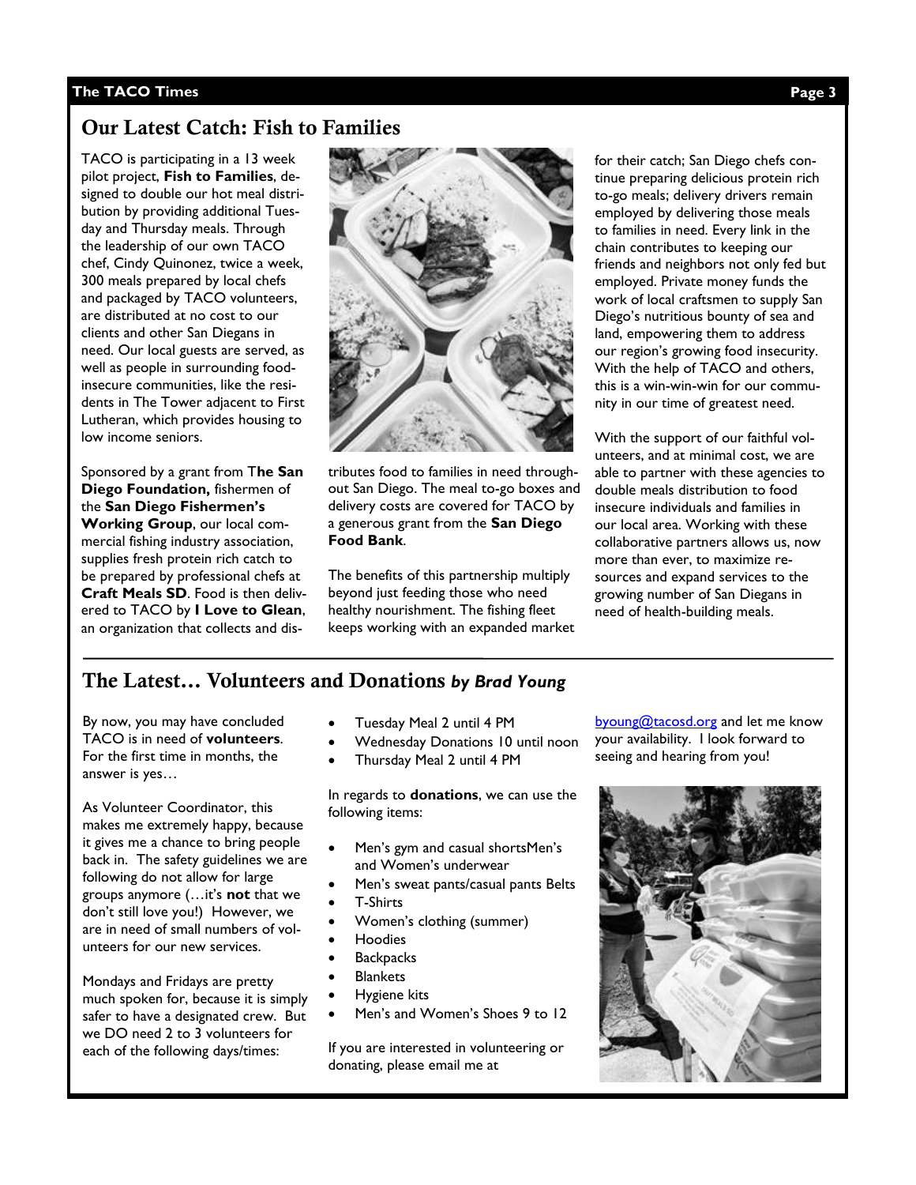## Our Latest Catch: Fish to Families

TACO is participating in a 13 week pilot project, **Fish to Families**, designed to double our hot meal distribution by providing additional Tuesday and Thursday meals. Through the leadership of our own TACO chef, Cindy Quinonez, twice a week, 300 meals prepared by local chefs and packaged by TACO volunteers, are distributed at no cost to our clients and other San Diegans in need. Our local guests are served, as well as people in surrounding food-insecure communities, like the residents in The Tower adjacent to First Lutheran, which provides housing to low income seniors.

Sponsored by a grant from T**he San Diego Foundation,** fishermen of the **San Diego Fishermen's Working Group**, our local commercial fishing industry association, supplies fresh protein rich catch to be prepared by professional chefs at **Craft Meals SD**. Food is then delivered to TACO by **I Love to Glean**, an organization that collects and distributes food to families in need throughout San Diego. The meal to-go boxes and delivery costs are covered for TACO by a generous grant from the **San Diego Food Bank**.

The benefits of this partnership multiply beyond just feeding those who need healthy nourishment. The fishing fleet keeps working with an expanded market for their catch; San Diego chefs continue preparing delicious protein rich to-go meals; delivery drivers remain employed by delivering those meals to families in need. Every link in the chain contributes to keeping our friends and neighbors not only fed but employed. Private money funds the work of local craftsmen to supply San Diego's nutritious bounty of sea and land, empowering them to address our region's growing food insecurity. With the help of TACO and others, this is a win-win-win for our community in our time of greatest need.

With the support of our faithful volunteers, and at minimal cost, we are able to partner with these agencies to double meals distribution to food insecure individuals and families in our local area. Working with these collaborative partners allows us, now more than ever, to maximize resources and expand services to the growing number of San Diegans in need of health-building meals.

## The Latest… Volunteers and Donations *by Brad Young*

By now, you may have concluded TACO is in need of **volunteers**. For the first time in months, the answer is yes…

As Volunteer Coordinator, this makes me extremely happy, because it gives me a chance to bring people back in. The safety guidelines we are following do not allow for large groups anymore (…it's **not** that we don't still love you!) However, we are in need of small numbers of volunteers for our new services.

Mondays and Fridays are pretty much spoken for, because it is simply safer to have a designated crew. But we DO need 2 to 3 volunteers for each of the following days/times:

- Tuesday Meal 2 until 4 PM
- Wednesday Donations 10 until noon
- Thursday Meal 2 until 4 PM

In regards to **donations**, we can use the following items:

- Men's gym and casual shortsMen's and Women's underwear
- Men's sweat pants/casual pants Belts
- T-Shirts
- Women's clothing (summer)
- Hoodies
- Backpacks
- Blankets
- Hygiene kits
- Men's and Women's Shoes 9 to 12

If you are interested in volunteering or donating, please email me at byoung@tacosd.org and let me know your availability. I look forward to seeing and hearing from you!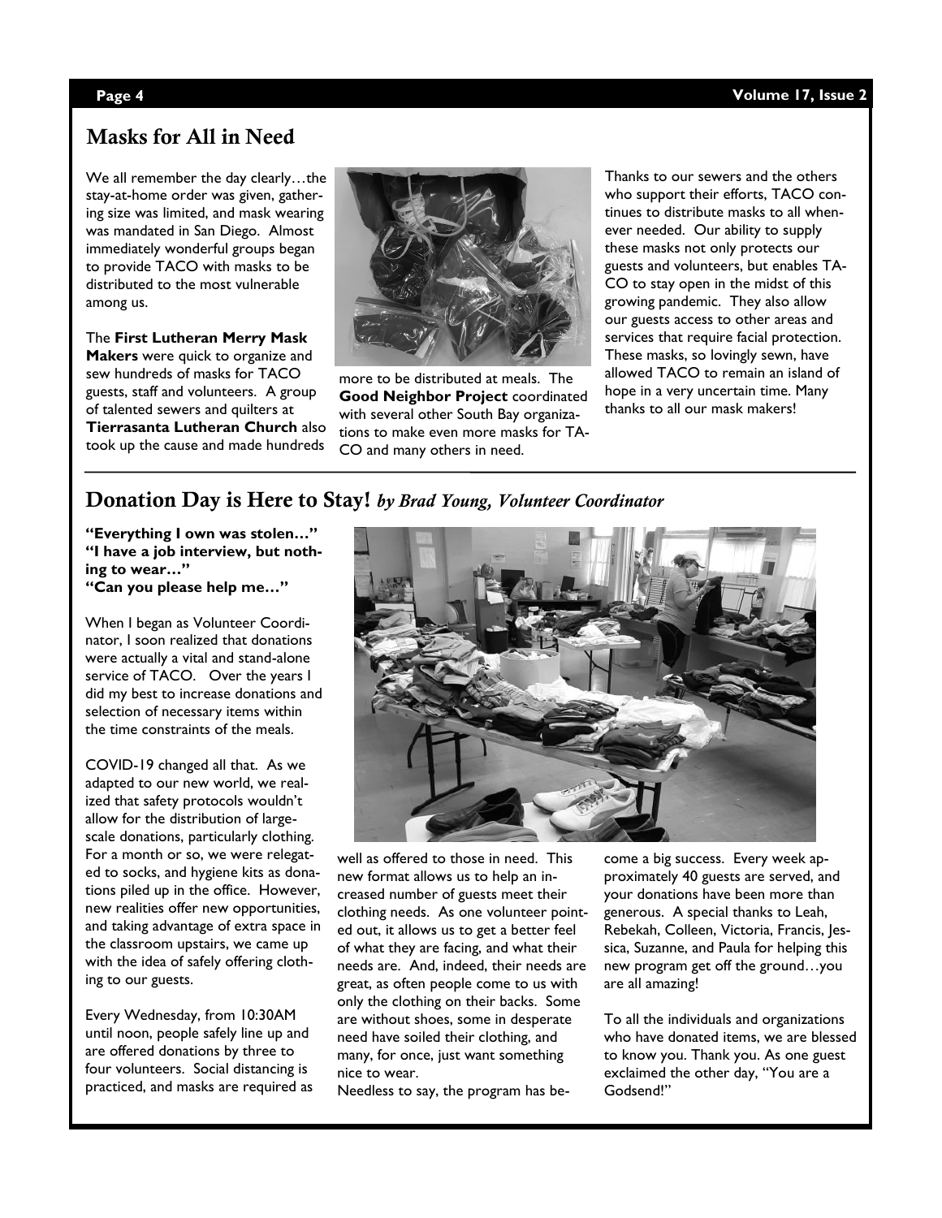## Masks for All in Need

We all remember the day clearly…the stay-at-home order was given, gathering size was limited, and mask wearing was mandated in San Diego. Almost immediately wonderful groups began to provide TACO with masks to be distributed to the most vulnerable among us.

The **First Lutheran Merry Mask Makers** were quick to organize and sew hundreds of masks for TACO guests, staff and volunteers. A group of talented sewers and quilters at **Tierrasanta Lutheran Church** also took up the cause and made hundreds more to be distributed at meals. The **Good Neighbor Project** coordinated with several other South Bay organizations to make even more masks for TACO and many others in need.

Thanks to our sewers and the others who support their efforts, TACO continues to distribute masks to all whenever needed. Our ability to supply these masks not only protects our guests and volunteers, but enables TACO to stay open in the midst of this growing pandemic. They also allow our guests access to other areas and services that require facial protection. These masks, so lovingly sewn, have allowed TACO to remain an island of hope in a very uncertain time. Many thanks to all our mask makers!

## Donation Day is Here to Stay! *by Brad Young, Volunteer Coordinator*

**"Everything I own was stolen…"**
**"I have a job interview, but nothing to wear…"**
**"Can you please help me…"**

When I began as Volunteer Coordinator, I soon realized that donations were actually a vital and stand-alone service of TACO. Over the years I did my best to increase donations and selection of necessary items within the time constraints of the meals.

COVID-19 changed all that. As we adapted to our new world, we realized that safety protocols wouldn't allow for the distribution of large-scale donations, particularly clothing. For a month or so, we were relegated to socks, and hygiene kits as donations piled up in the office. However, new realities offer new opportunities, and taking advantage of extra space in the classroom upstairs, we came up with the idea of safely offering clothing to our guests.

Every Wednesday, from 10:30AM until noon, people safely line up and are offered donations by three to four volunteers. Social distancing is practiced, and masks are required as well as offered to those in need. This new format allows us to help an increased number of guests meet their clothing needs. As one volunteer pointed out, it allows us to get a better feel of what they are facing, and what their needs are. And, indeed, their needs are great, as often people come to us with only the clothing on their backs. Some are without shoes, some in desperate need have soiled their clothing, and many, for once, just want something nice to wear.

Needless to say, the program has become a big success. Every week approximately 40 guests are served, and your donations have been more than generous. A special thanks to Leah, Rebekah, Colleen, Victoria, Francis, Jessica, Suzanne, and Paula for helping this new program get off the ground…you are all amazing!

To all the individuals and organizations who have donated items, we are blessed to know you. Thank you. As one guest exclaimed the other day, "You are a Godsend!"